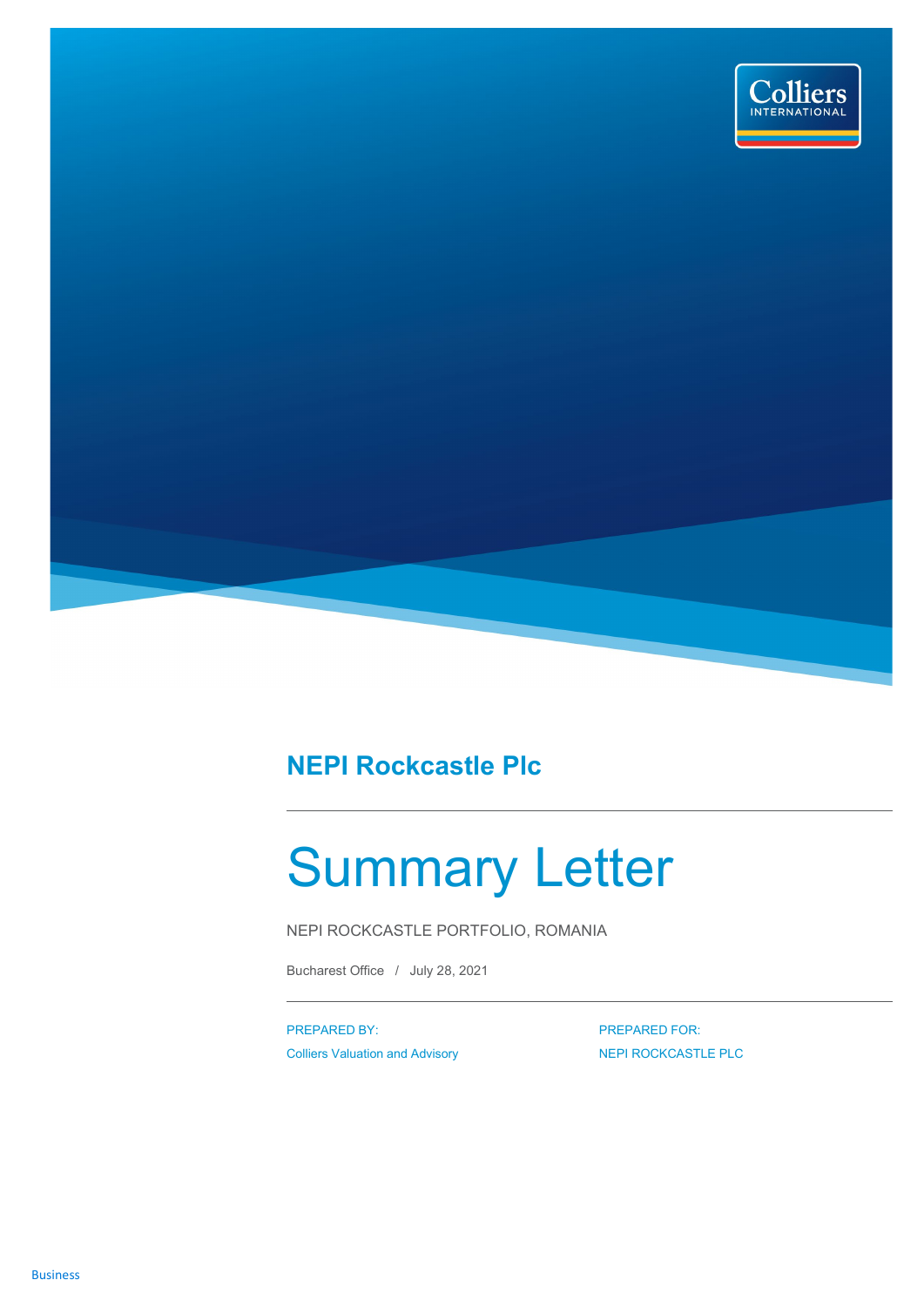## NEPI Rockcastle Plc

# Summary Letter

NEPI ROCKCASTLE PORTFOLIO, ROMANIA

Bucharest Office / July 28, 2021

PREPARED BY:
Colliers Valuation and Advisory

PREPARED FOR:
NEPI ROCKCASTLE PLC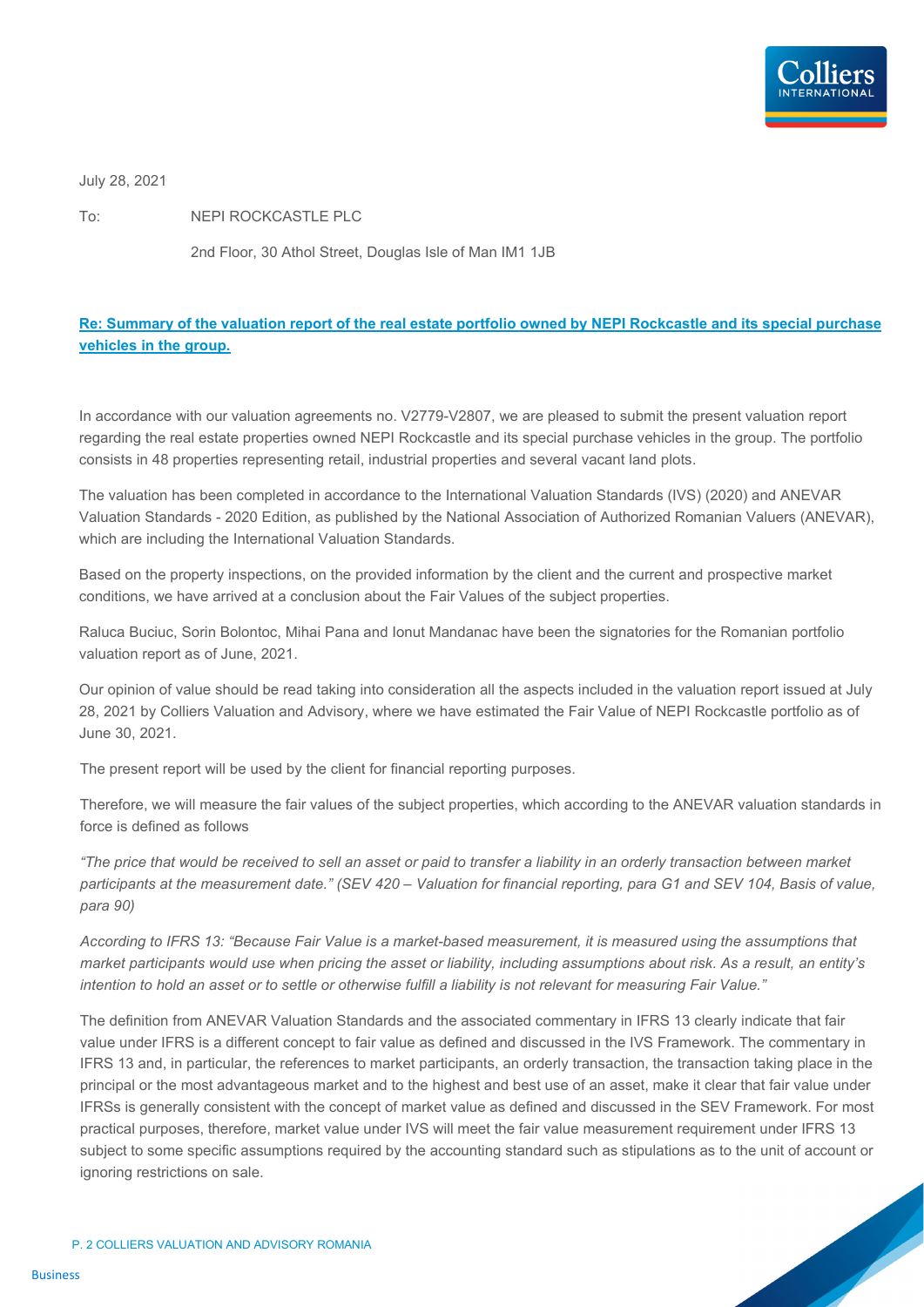July 28, 2021

To: NEPI ROCKCASTLE PLC

2nd Floor, 30 Athol Street, Douglas Isle of Man IM1 1JB

**Re: Summary of the valuation report of the real estate portfolio owned by NEPI Rockcastle and its special purchase vehicles in the group.**

In accordance with our valuation agreements no. V2779-V2807, we are pleased to submit the present valuation report regarding the real estate properties owned NEPI Rockcastle and its special purchase vehicles in the group. The portfolio consists in 48 properties representing retail, industrial properties and several vacant land plots.

The valuation has been completed in accordance to the International Valuation Standards (IVS) (2020) and ANEVAR Valuation Standards - 2020 Edition, as published by the National Association of Authorized Romanian Valuers (ANEVAR), which are including the International Valuation Standards.

Based on the property inspections, on the provided information by the client and the current and prospective market conditions, we have arrived at a conclusion about the Fair Values of the subject properties.

Raluca Buciuc, Sorin Bolontoc, Mihai Pana and Ionut Mandanac have been the signatories for the Romanian portfolio valuation report as of June, 2021.

Our opinion of value should be read taking into consideration all the aspects included in the valuation report issued at July 28, 2021 by Colliers Valuation and Advisory, where we have estimated the Fair Value of NEPI Rockcastle portfolio as of June 30, 2021.

The present report will be used by the client for financial reporting purposes.

Therefore, we will measure the fair values of the subject properties, which according to the ANEVAR valuation standards in force is defined as follows

*"The price that would be received to sell an asset or paid to transfer a liability in an orderly transaction between market participants at the measurement date." (SEV 420 – Valuation for financial reporting, para G1 and SEV 104, Basis of value, para 90)*

*According to IFRS 13: "Because Fair Value is a market-based measurement, it is measured using the assumptions that market participants would use when pricing the asset or liability, including assumptions about risk. As a result, an entity's intention to hold an asset or to settle or otherwise fulfill a liability is not relevant for measuring Fair Value."*

The definition from ANEVAR Valuation Standards and the associated commentary in IFRS 13 clearly indicate that fair value under IFRS is a different concept to fair value as defined and discussed in the IVS Framework. The commentary in IFRS 13 and, in particular, the references to market participants, an orderly transaction, the transaction taking place in the principal or the most advantageous market and to the highest and best use of an asset, make it clear that fair value under IFRSs is generally consistent with the concept of market value as defined and discussed in the SEV Framework. For most practical purposes, therefore, market value under IVS will meet the fair value measurement requirement under IFRS 13 subject to some specific assumptions required by the accounting standard such as stipulations as to the unit of account or ignoring restrictions on sale.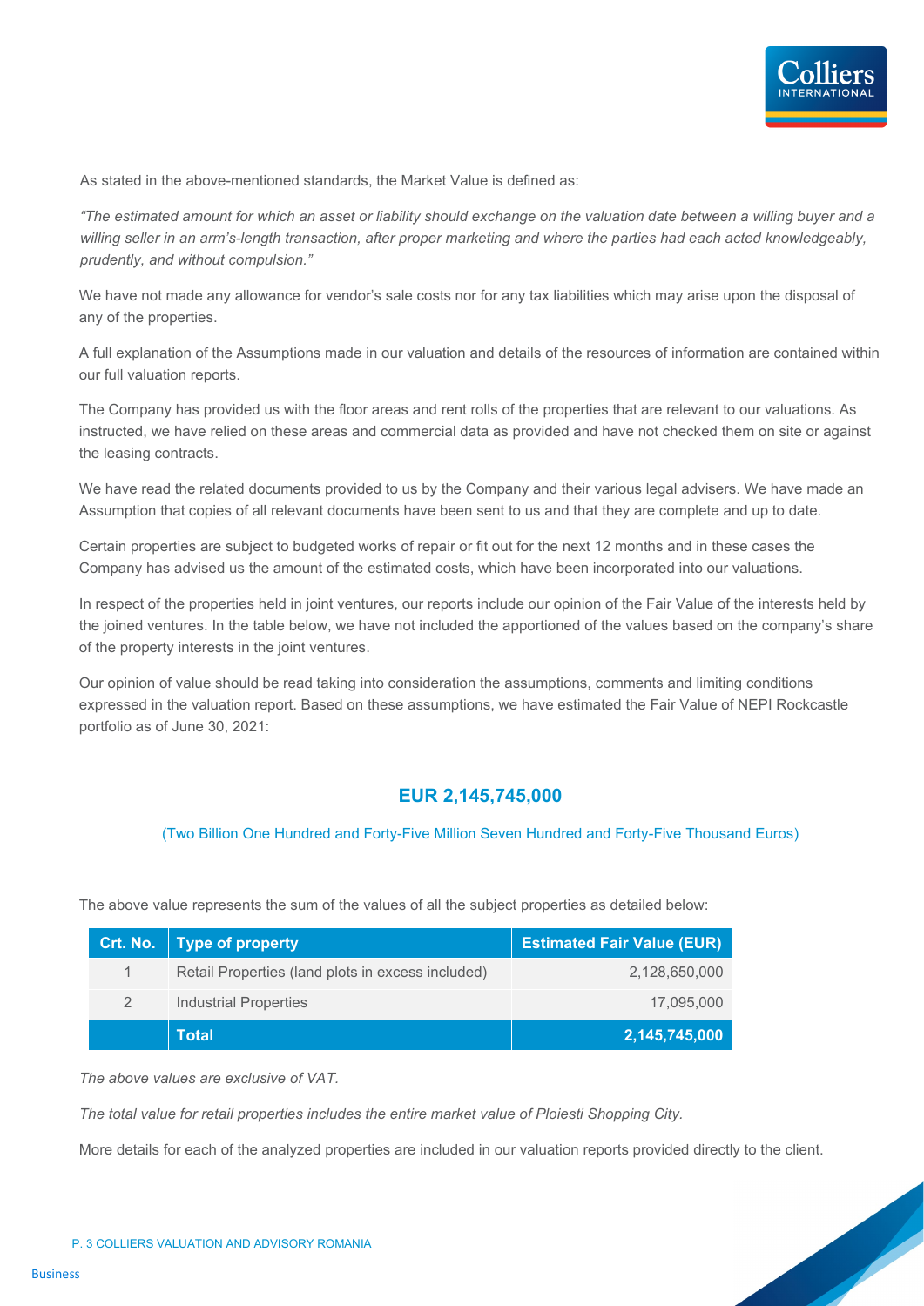As stated in the above-mentioned standards, the Market Value is defined as:

*"The estimated amount for which an asset or liability should exchange on the valuation date between a willing buyer and a willing seller in an arm's-length transaction, after proper marketing and where the parties had each acted knowledgeably, prudently, and without compulsion."*

We have not made any allowance for vendor's sale costs nor for any tax liabilities which may arise upon the disposal of any of the properties.

A full explanation of the Assumptions made in our valuation and details of the resources of information are contained within our full valuation reports.

The Company has provided us with the floor areas and rent rolls of the properties that are relevant to our valuations. As instructed, we have relied on these areas and commercial data as provided and have not checked them on site or against the leasing contracts.

We have read the related documents provided to us by the Company and their various legal advisers. We have made an Assumption that copies of all relevant documents have been sent to us and that they are complete and up to date.

Certain properties are subject to budgeted works of repair or fit out for the next 12 months and in these cases the Company has advised us the amount of the estimated costs, which have been incorporated into our valuations.

In respect of the properties held in joint ventures, our reports include our opinion of the Fair Value of the interests held by the joined ventures. In the table below, we have not included the apportioned of the values based on the company's share of the property interests in the joint ventures.

Our opinion of value should be read taking into consideration the assumptions, comments and limiting conditions expressed in the valuation report. Based on these assumptions, we have estimated the Fair Value of NEPI Rockcastle portfolio as of June 30, 2021:

**EUR 2,145,745,000**

(Two Billion One Hundred and Forty-Five Million Seven Hundred and Forty-Five Thousand Euros)

The above value represents the sum of the values of all the subject properties as detailed below:

| Crt. No. | Type of property | Estimated Fair Value (EUR) |
|---|---|---|
| 1 | Retail Properties (land plots in excess included) | 2,128,650,000 |
| 2 | Industrial Properties | 17,095,000 |
| | **Total** | **2,145,745,000** |

*The above values are exclusive of VAT.*

*The total value for retail properties includes the entire market value of Ploiesti Shopping City.*

More details for each of the analyzed properties are included in our valuation reports provided directly to the client.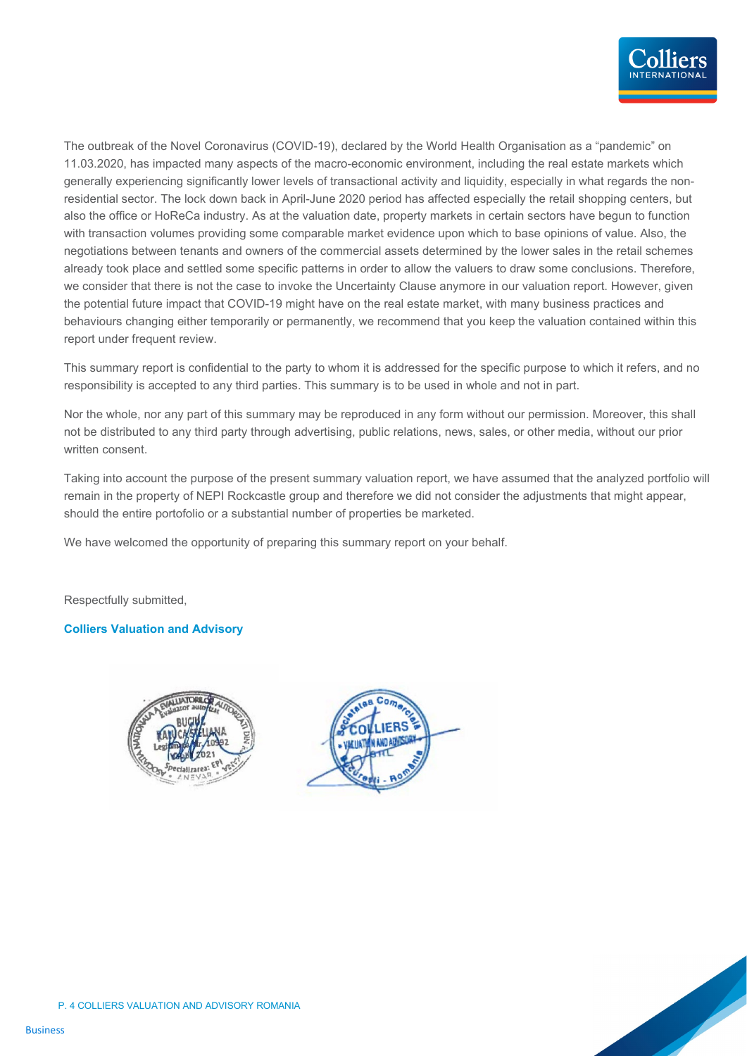The outbreak of the Novel Coronavirus (COVID-19), declared by the World Health Organisation as a "pandemic" on 11.03.2020, has impacted many aspects of the macro-economic environment, including the real estate markets which generally experiencing significantly lower levels of transactional activity and liquidity, especially in what regards the non-residential sector. The lock down back in April-June 2020 period has affected especially the retail shopping centers, but also the office or HoReCa industry. As at the valuation date, property markets in certain sectors have begun to function with transaction volumes providing some comparable market evidence upon which to base opinions of value. Also, the negotiations between tenants and owners of the commercial assets determined by the lower sales in the retail schemes already took place and settled some specific patterns in order to allow the valuers to draw some conclusions. Therefore, we consider that there is not the case to invoke the Uncertainty Clause anymore in our valuation report. However, given the potential future impact that COVID-19 might have on the real estate market, with many business practices and behaviours changing either temporarily or permanently, we recommend that you keep the valuation contained within this report under frequent review.

This summary report is confidential to the party to whom it is addressed for the specific purpose to which it refers, and no responsibility is accepted to any third parties. This summary is to be used in whole and not in part.

Nor the whole, nor any part of this summary may be reproduced in any form without our permission. Moreover, this shall not be distributed to any third party through advertising, public relations, news, sales, or other media, without our prior written consent.

Taking into account the purpose of the present summary valuation report, we have assumed that the analyzed portfolio will remain in the property of NEPI Rockcastle group and therefore we did not consider the adjustments that might appear, should the entire portofolio or a substantial number of properties be marketed.

We have welcomed the opportunity of preparing this summary report on your behalf.

Respectfully submitted,

**Colliers Valuation and Advisory**